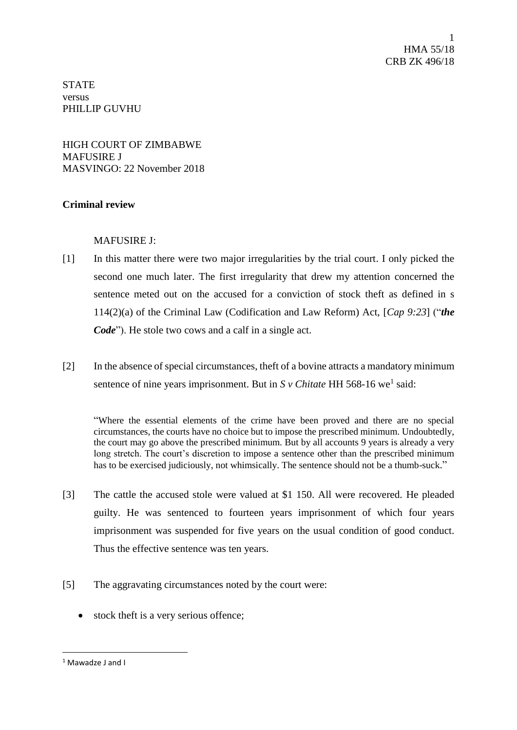HMA 55/18
CRB ZK 496/18

STATE
versus
PHILLIP GUVHU

HIGH COURT OF ZIMBABWE
MAFUSIRE J
MASVINGO: 22 November 2018

**Criminal review**

MAFUSIRE J:

[1] In this matter there were two major irregularities by the trial court. I only picked the second one much later. The first irregularity that drew my attention concerned the sentence meted out on the accused for a conviction of stock theft as defined in s 114(2)(a) of the Criminal Law (Codification and Law Reform) Act, [*Cap 9:23*] ("***the Code***"). He stole two cows and a calf in a single act.

[2] In the absence of special circumstances, theft of a bovine attracts a mandatory minimum sentence of nine years imprisonment. But in *S v Chitate* HH 568-16 we[1] said:

> "Where the essential elements of the crime have been proved and there are no special circumstances, the courts have no choice but to impose the prescribed minimum. Undoubtedly, the court may go above the prescribed minimum. But by all accounts 9 years is already a very long stretch. The court's discretion to impose a sentence other than the prescribed minimum has to be exercised judiciously, not whimsically. The sentence should not be a thumb-suck."

[3] The cattle the accused stole were valued at $1 150. All were recovered. He pleaded guilty. He was sentenced to fourteen years imprisonment of which four years imprisonment was suspended for five years on the usual condition of good conduct. Thus the effective sentence was ten years.

[5] The aggravating circumstances noted by the court were:

- stock theft is a very serious offence;

[1] Mawadze J and I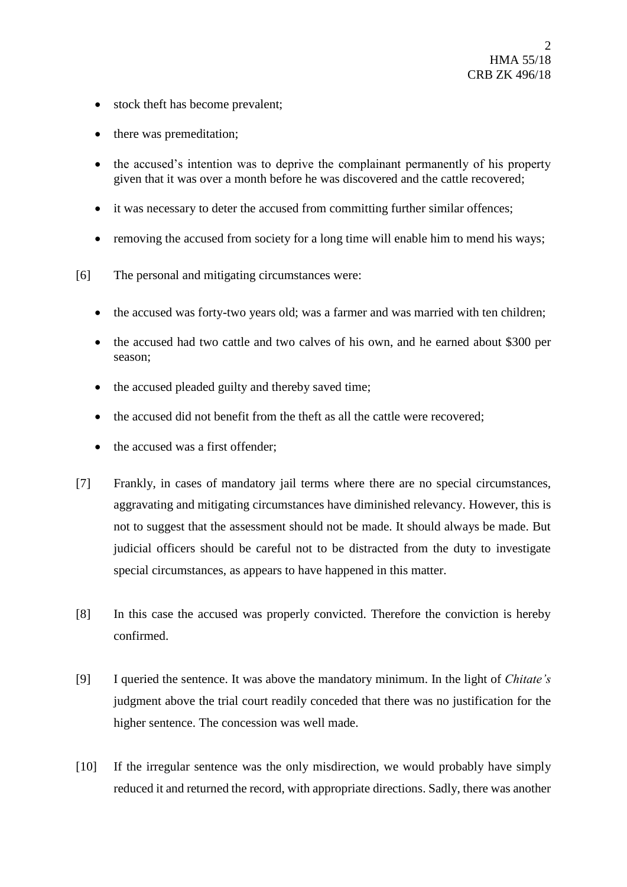- stock theft has become prevalent;
- there was premeditation;
- the accused's intention was to deprive the complainant permanently of his property given that it was over a month before he was discovered and the cattle recovered;
- it was necessary to deter the accused from committing further similar offences;
- removing the accused from society for a long time will enable him to mend his ways;

[6] The personal and mitigating circumstances were:

- the accused was forty-two years old; was a farmer and was married with ten children;
- the accused had two cattle and two calves of his own, and he earned about $300 per season;
- the accused pleaded guilty and thereby saved time;
- the accused did not benefit from the theft as all the cattle were recovered;
- the accused was a first offender;

[7] Frankly, in cases of mandatory jail terms where there are no special circumstances, aggravating and mitigating circumstances have diminished relevancy. However, this is not to suggest that the assessment should not be made. It should always be made. But judicial officers should be careful not to be distracted from the duty to investigate special circumstances, as appears to have happened in this matter.

[8] In this case the accused was properly convicted. Therefore the conviction is hereby confirmed.

[9] I queried the sentence. It was above the mandatory minimum. In the light of *Chitate's* judgment above the trial court readily conceded that there was no justification for the higher sentence. The concession was well made.

[10] If the irregular sentence was the only misdirection, we would probably have simply reduced it and returned the record, with appropriate directions. Sadly, there was another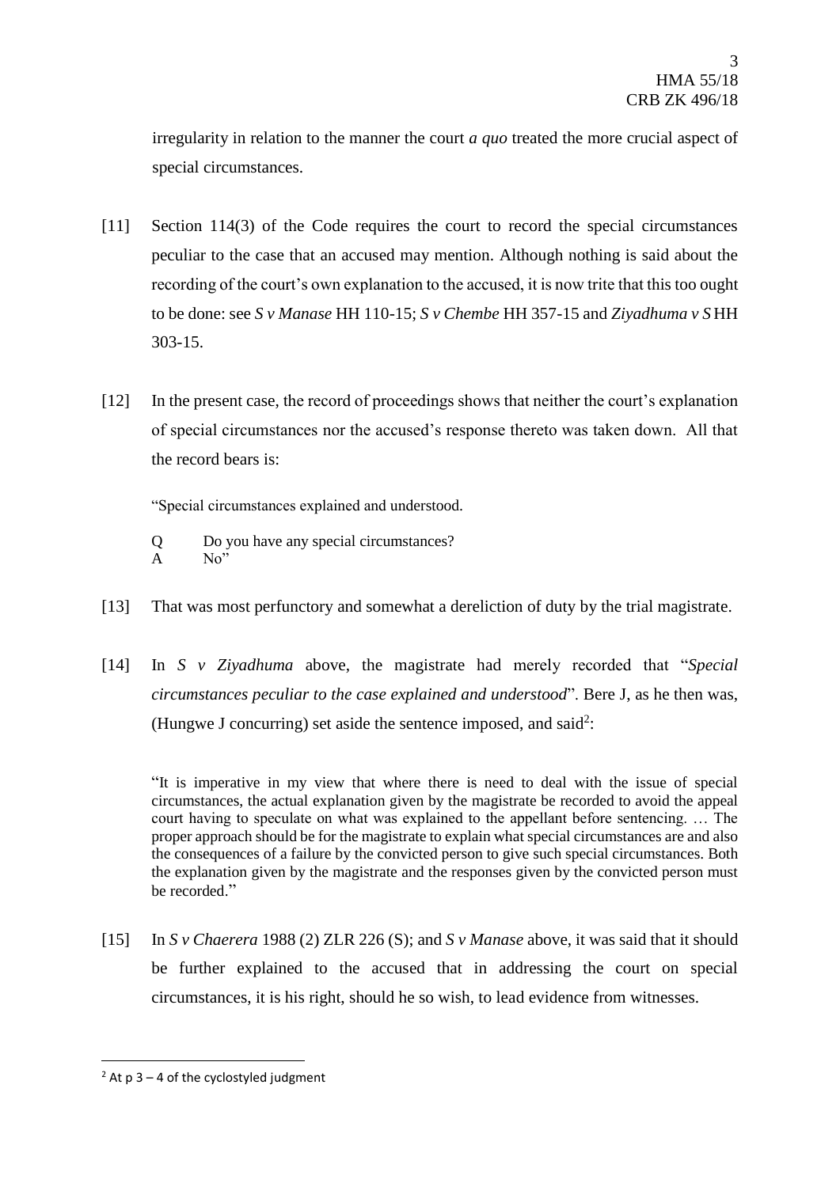irregularity in relation to the manner the court *a quo* treated the more crucial aspect of special circumstances.

[11] Section 114(3) of the Code requires the court to record the special circumstances peculiar to the case that an accused may mention. Although nothing is said about the recording of the court's own explanation to the accused, it is now trite that this too ought to be done: see *S v Manase* HH 110-15; *S v Chembe* HH 357-15 and *Ziyadhuma v S* HH 303-15.

[12] In the present case, the record of proceedings shows that neither the court's explanation of special circumstances nor the accused's response thereto was taken down. All that the record bears is:

> "Special circumstances explained and understood.
>
> Q Do you have any special circumstances?
> A No"

[13] That was most perfunctory and somewhat a dereliction of duty by the trial magistrate.

[14] In *S v Ziyadhuma* above, the magistrate had merely recorded that "*Special circumstances peculiar to the case explained and understood*". Bere J, as he then was, (Hungwe J concurring) set aside the sentence imposed, and said[2]:

> "It is imperative in my view that where there is need to deal with the issue of special circumstances, the actual explanation given by the magistrate be recorded to avoid the appeal court having to speculate on what was explained to the appellant before sentencing. … The proper approach should be for the magistrate to explain what special circumstances are and also the consequences of a failure by the convicted person to give such special circumstances. Both the explanation given by the magistrate and the responses given by the convicted person must be recorded."

[15] In *S v Chaerera* 1988 (2) ZLR 226 (S); and *S v Manase* above, it was said that it should be further explained to the accused that in addressing the court on special circumstances, it is his right, should he so wish, to lead evidence from witnesses.

---

[2] At p 3 – 4 of the cyclostyled judgment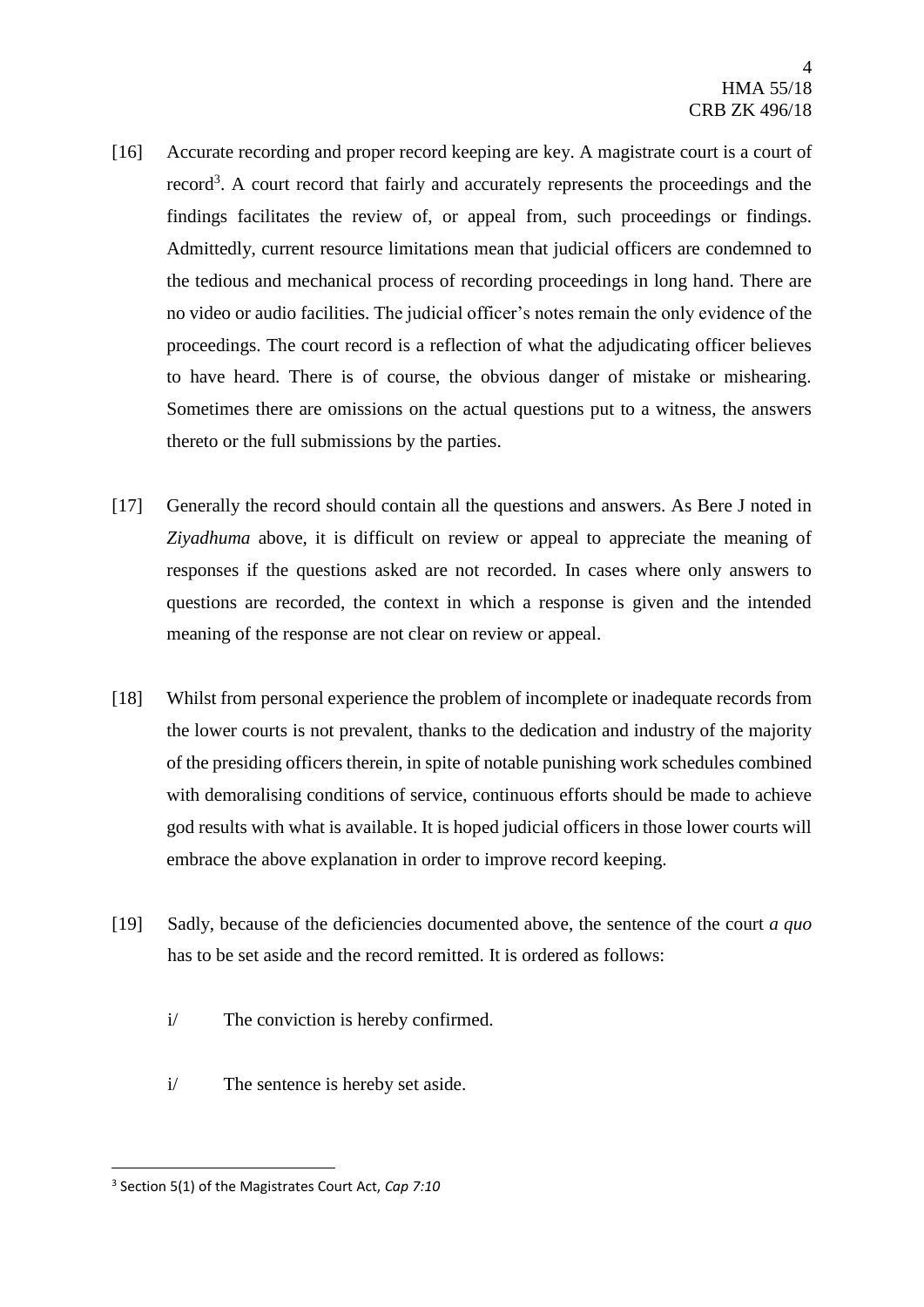[16] Accurate recording and proper record keeping are key. A magistrate court is a court of record[3]. A court record that fairly and accurately represents the proceedings and the findings facilitates the review of, or appeal from, such proceedings or findings. Admittedly, current resource limitations mean that judicial officers are condemned to the tedious and mechanical process of recording proceedings in long hand. There are no video or audio facilities. The judicial officer's notes remain the only evidence of the proceedings. The court record is a reflection of what the adjudicating officer believes to have heard. There is of course, the obvious danger of mistake or mishearing. Sometimes there are omissions on the actual questions put to a witness, the answers thereto or the full submissions by the parties.

[17] Generally the record should contain all the questions and answers. As Bere J noted in *Ziyadhuma* above, it is difficult on review or appeal to appreciate the meaning of responses if the questions asked are not recorded. In cases where only answers to questions are recorded, the context in which a response is given and the intended meaning of the response are not clear on review or appeal.

[18] Whilst from personal experience the problem of incomplete or inadequate records from the lower courts is not prevalent, thanks to the dedication and industry of the majority of the presiding officers therein, in spite of notable punishing work schedules combined with demoralising conditions of service, continuous efforts should be made to achieve god results with what is available. It is hoped judicial officers in those lower courts will embrace the above explanation in order to improve record keeping.

[19] Sadly, because of the deficiencies documented above, the sentence of the court *a quo* has to be set aside and the record remitted. It is ordered as follows:

i/ The conviction is hereby confirmed.

i/ The sentence is hereby set aside.

---

[3] Section 5(1) of the Magistrates Court Act, *Cap 7:10*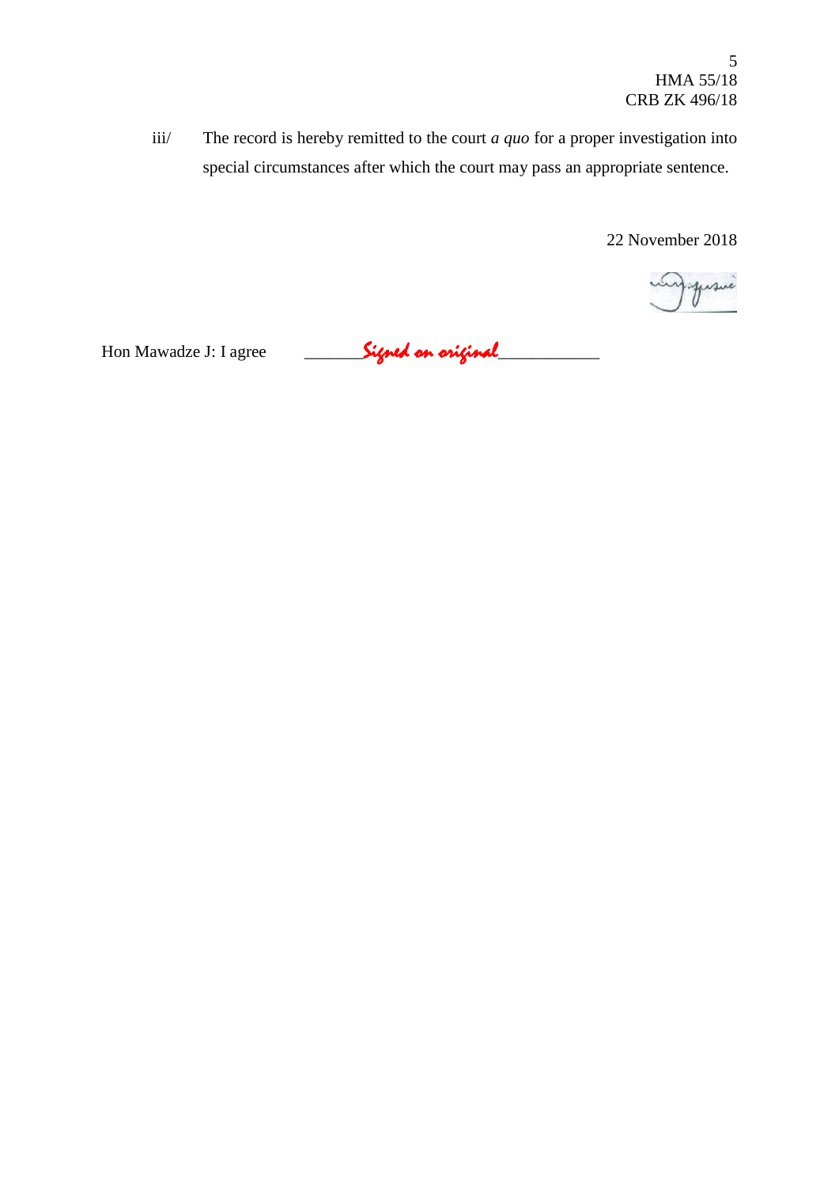iii/ The record is hereby remitted to the court *a quo* for a proper investigation into special circumstances after which the court may pass an appropriate sentence.

22 November 2018

Hon Mawadze J: I agree _______*Signed on original*___________